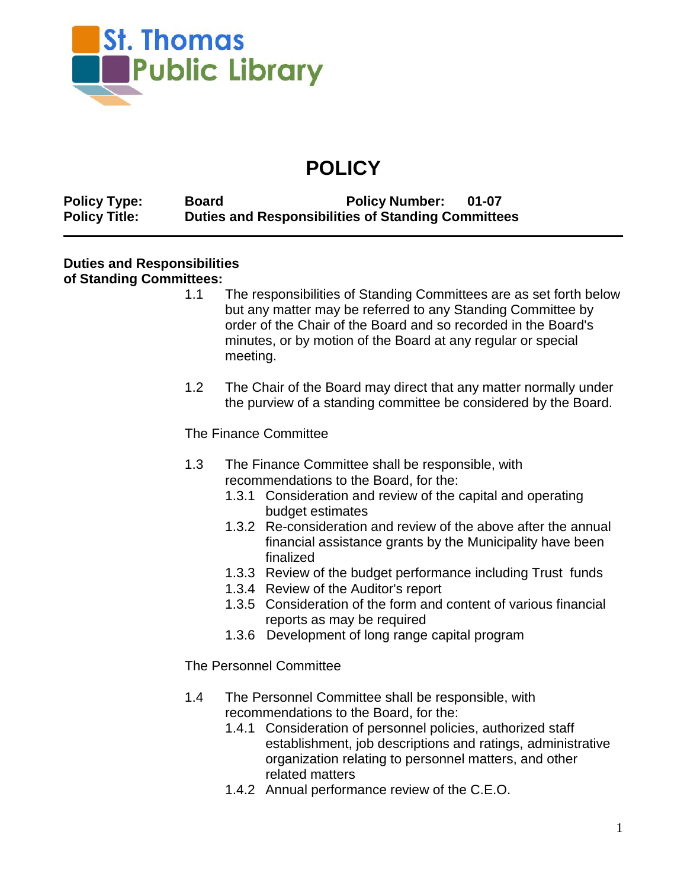St. Thomas Public Library

# POLICY

**Policy Type:** **Board** **Policy Number:** **01-07**
**Policy Title:** **Duties and Responsibilities of Standing Committees**

---

**Duties and Responsibilities of Standing Committees:**

1.1 The responsibilities of Standing Committees are as set forth below but any matter may be referred to any Standing Committee by order of the Chair of the Board and so recorded in the Board's minutes, or by motion of the Board at any regular or special meeting.

1.2 The Chair of the Board may direct that any matter normally under the purview of a standing committee be considered by the Board.

The Finance Committee

1.3 The Finance Committee shall be responsible, with recommendations to the Board, for the:
- 1.3.1 Consideration and review of the capital and operating budget estimates
- 1.3.2 Re-consideration and review of the above after the annual financial assistance grants by the Municipality have been finalized
- 1.3.3 Review of the budget performance including Trust funds
- 1.3.4 Review of the Auditor's report
- 1.3.5 Consideration of the form and content of various financial reports as may be required
- 1.3.6 Development of long range capital program

The Personnel Committee

1.4 The Personnel Committee shall be responsible, with recommendations to the Board, for the:
- 1.4.1 Consideration of personnel policies, authorized staff establishment, job descriptions and ratings, administrative organization relating to personnel matters, and other related matters
- 1.4.2 Annual performance review of the C.E.O.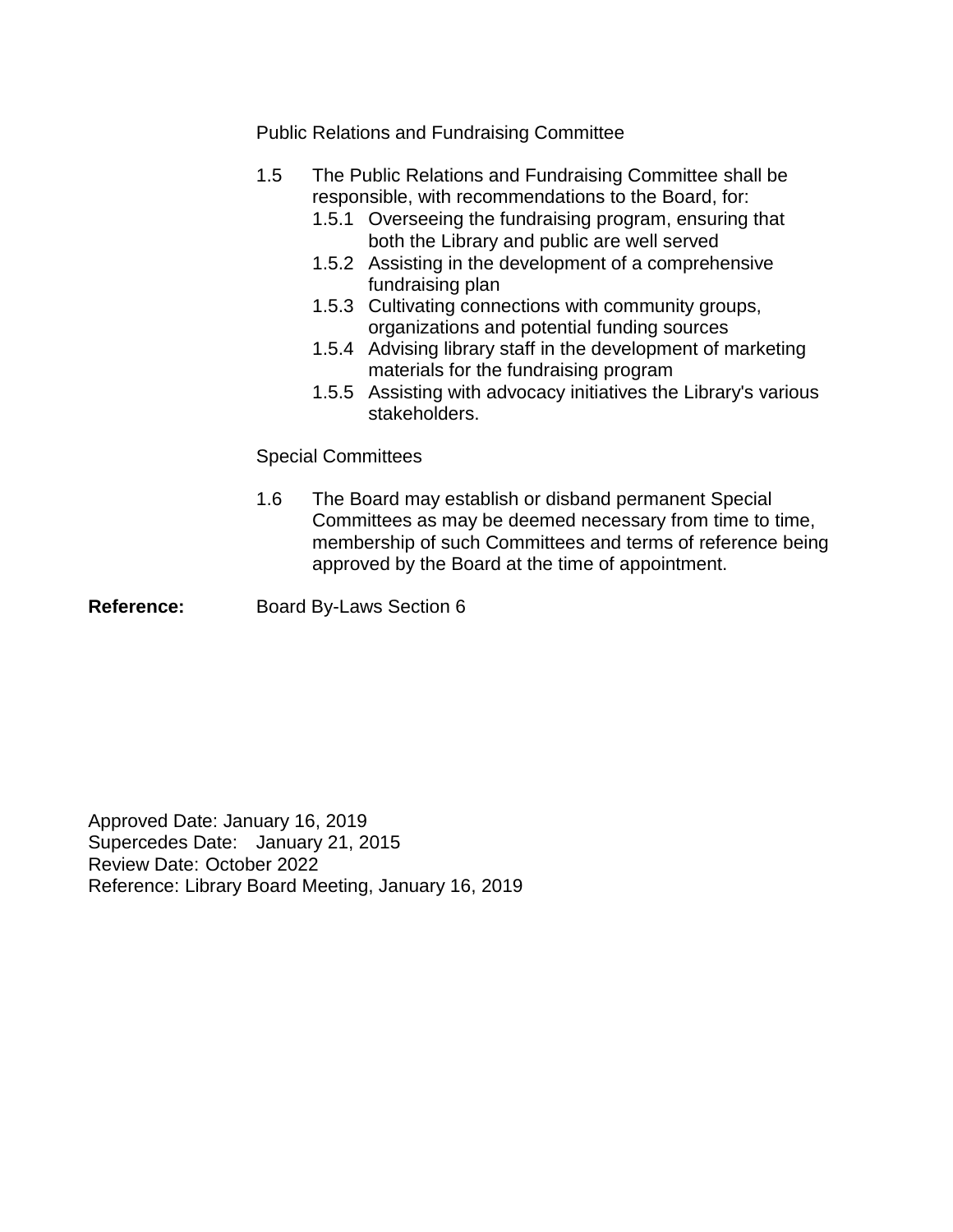Public Relations and Fundraising Committee

1.5 The Public Relations and Fundraising Committee shall be responsible, with recommendations to the Board, for:
   - 1.5.1 Overseeing the fundraising program, ensuring that both the Library and public are well served
   - 1.5.2 Assisting in the development of a comprehensive fundraising plan
   - 1.5.3 Cultivating connections with community groups, organizations and potential funding sources
   - 1.5.4 Advising library staff in the development of marketing materials for the fundraising program
   - 1.5.5 Assisting with advocacy initiatives the Library's various stakeholders.

Special Committees

1.6 The Board may establish or disband permanent Special Committees as may be deemed necessary from time to time, membership of such Committees and terms of reference being approved by the Board at the time of appointment.

**Reference:** Board By-Laws Section 6

Approved Date: January 16, 2019
Supercedes Date: January 21, 2015
Review Date: October 2022
Reference: Library Board Meeting, January 16, 2019